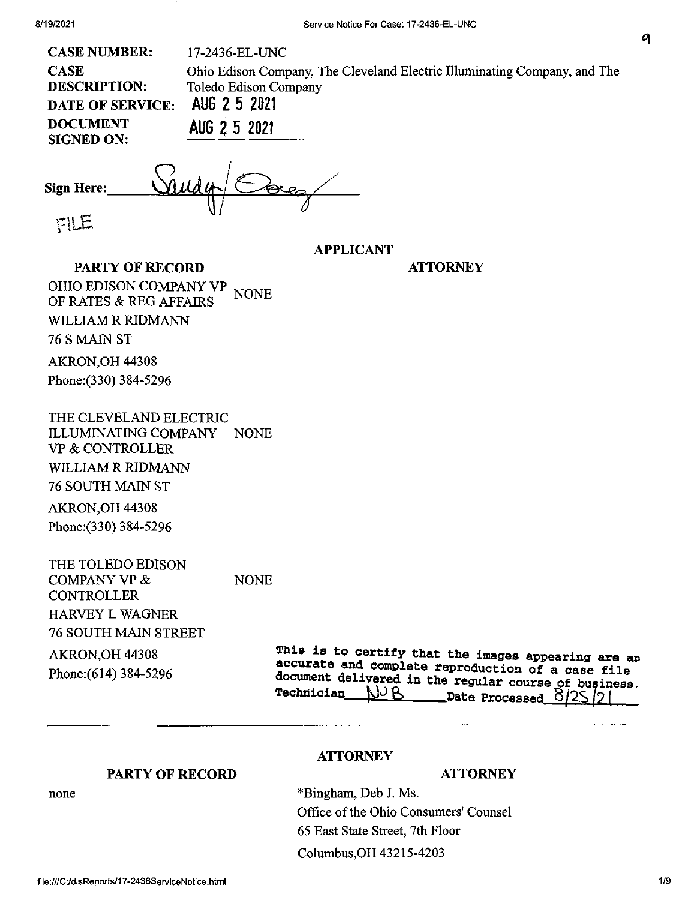| | |
|---|---|
| **CASE NUMBER:** | 17-2436-EL-UNC |
| **CASE DESCRIPTION:** | Ohio Edison Company, The Cleveland Electric Illuminating Company, and The Toledo Edison Company |
| **DATE OF SERVICE:** | AUG 25 2021 |
| **DOCUMENT SIGNED ON:** | AUG 25 2021 |

**Sign Here:** ______________

FILE

| PARTY OF RECORD | APPLICANT | ATTORNEY |
|---|---|---|
| OHIO EDISON COMPANY VP OF RATES & REG AFFAIRS<br>WILLIAM R RIDMANN<br>76 S MAIN ST<br>AKRON,OH 44308<br>Phone:(330) 384-5296 | NONE | |
| THE CLEVELAND ELECTRIC ILLUMINATING COMPANY VP & CONTROLLER<br>WILLIAM R RIDMANN<br>76 SOUTH MAIN ST<br>AKRON,OH 44308<br>Phone:(330) 384-5296 | NONE | |
| THE TOLEDO EDISON COMPANY VP & CONTROLLER<br>HARVEY L WAGNER<br>76 SOUTH MAIN STREET<br>AKRON,OH 44308<br>Phone:(614) 384-5296 | NONE | |

This is to certify that the images appearing are an accurate and complete reproduction of a case file document delivered in the regular course of business.
Technician NJB Date Processed 8/25/21

---

| PARTY OF RECORD | ATTORNEY | ATTORNEY |
|---|---|---|
| none | | *Bingham, Deb J. Ms.<br>Office of the Ohio Consumers' Counsel<br>65 East State Street, 7th Floor<br>Columbus,OH 43215-4203 |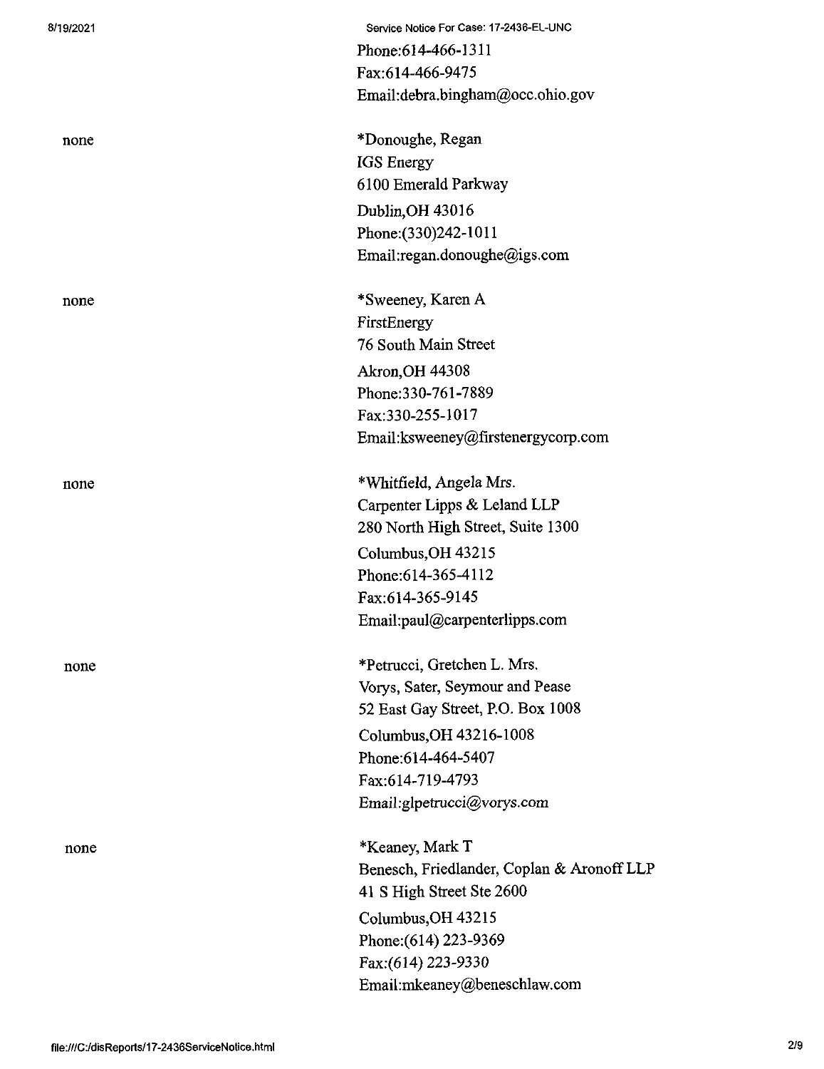Phone:614-466-1311
Fax:614-466-9475
Email:debra.bingham@occ.ohio.gov

| | |
|---|---|
| none | *Donoughe, Regan<br>IGS Energy<br>6100 Emerald Parkway<br>Dublin,OH 43016<br>Phone:(330)242-1011<br>Email:regan.donoughe@igs.com |
| none | *Sweeney, Karen A<br>FirstEnergy<br>76 South Main Street<br>Akron,OH 44308<br>Phone:330-761-7889<br>Fax:330-255-1017<br>Email:ksweeney@firstenergycorp.com |
| none | *Whitfield, Angela Mrs.<br>Carpenter Lipps & Leland LLP<br>280 North High Street, Suite 1300<br>Columbus,OH 43215<br>Phone:614-365-4112<br>Fax:614-365-9145<br>Email:paul@carpenterlipps.com |
| none | *Petrucci, Gretchen L. Mrs.<br>Vorys, Sater, Seymour and Pease<br>52 East Gay Street, P.O. Box 1008<br>Columbus,OH 43216-1008<br>Phone:614-464-5407<br>Fax:614-719-4793<br>Email:glpetrucci@vorys.com |
| none | *Keaney, Mark T<br>Benesch, Friedlander, Coplan & Aronoff LLP<br>41 S High Street Ste 2600<br>Columbus,OH 43215<br>Phone:(614) 223-9369<br>Fax:(614) 223-9330<br>Email:mkeaney@beneschlaw.com |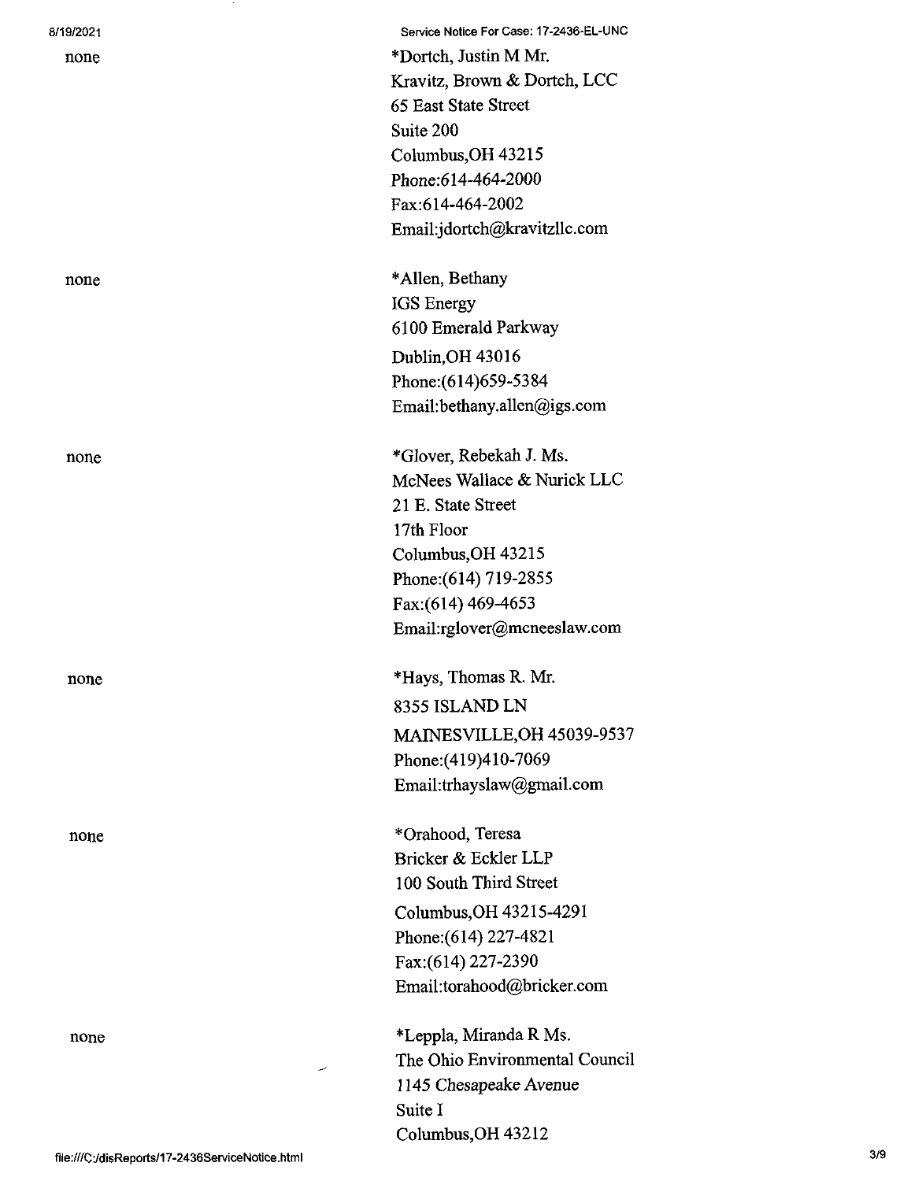none

*Dortch, Justin M Mr.
Kravitz, Brown & Dortch, LCC
65 East State Street
Suite 200
Columbus,OH 43215
Phone:614-464-2000
Fax:614-464-2002
Email:jdortch@kravitzllc.com

none

*Allen, Bethany
IGS Energy
6100 Emerald Parkway
Dublin,OH 43016
Phone:(614)659-5384
Email:bethany.allen@igs.com

none

*Glover, Rebekah J. Ms.
McNees Wallace & Nurick LLC
21 E. State Street
17th Floor
Columbus,OH 43215
Phone:(614) 719-2855
Fax:(614) 469-4653
Email:rglover@mcneeslaw.com

none

*Hays, Thomas R. Mr.
8355 ISLAND LN
MAINESVILLE,OH 45039-9537
Phone:(419)410-7069
Email:trhayslaw@gmail.com

none

*Orahood, Teresa
Bricker & Eckler LLP
100 South Third Street
Columbus,OH 43215-4291
Phone:(614) 227-4821
Fax:(614) 227-2390
Email:torahood@bricker.com

none

*Leppla, Miranda R Ms.
The Ohio Environmental Council
1145 Chesapeake Avenue
Suite I
Columbus,OH 43212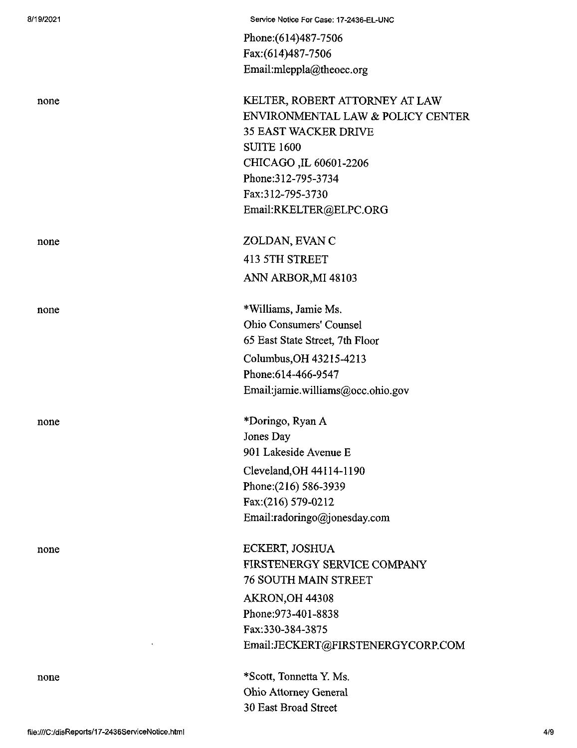Phone:(614)487-7506
Fax:(614)487-7506
Email:mleppla@theoec.org

none

KELTER, ROBERT ATTORNEY AT LAW
ENVIRONMENTAL LAW & POLICY CENTER
35 EAST WACKER DRIVE
SUITE 1600
CHICAGO ,IL 60601-2206
Phone:312-795-3734
Fax:312-795-3730
Email:RKELTER@ELPC.ORG

none

ZOLDAN, EVAN C
413 5TH STREET
ANN ARBOR,MI 48103

none

*Williams, Jamie Ms.
Ohio Consumers' Counsel
65 East State Street, 7th Floor
Columbus,OH 43215-4213
Phone:614-466-9547
Email:jamie.williams@occ.ohio.gov

none

*Doringo, Ryan A
Jones Day
901 Lakeside Avenue E
Cleveland,OH 44114-1190
Phone:(216) 586-3939
Fax:(216) 579-0212
Email:radoringo@jonesday.com

none

ECKERT, JOSHUA
FIRSTENERGY SERVICE COMPANY
76 SOUTH MAIN STREET
AKRON,OH 44308
Phone:973-401-8838
Fax:330-384-3875
Email:JECKERT@FIRSTENERGYCORP.COM

none

*Scott, Tonnetta Y. Ms.
Ohio Attorney General
30 East Broad Street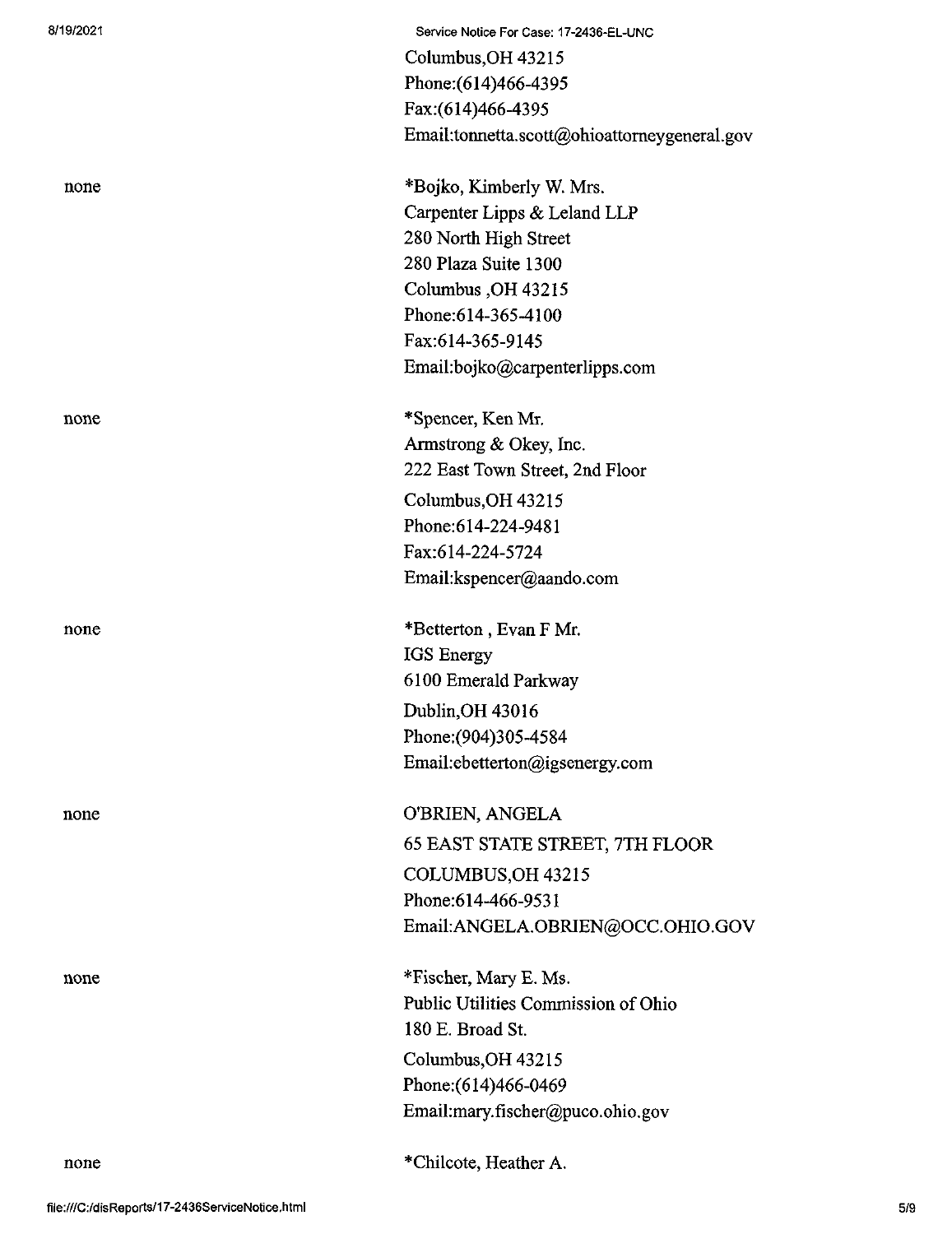Columbus,OH 43215
Phone:(614)466-4395
Fax:(614)466-4395
Email:tonnetta.scott@ohioattorneygeneral.gov

| | |
|---|---|
| none | *Bojko, Kimberly W. Mrs.<br>Carpenter Lipps & Leland LLP<br>280 North High Street<br>280 Plaza Suite 1300<br>Columbus ,OH 43215<br>Phone:614-365-4100<br>Fax:614-365-9145<br>Email:bojko@carpenterlipps.com |
| none | *Spencer, Ken Mr.<br>Armstrong & Okey, Inc.<br>222 East Town Street, 2nd Floor<br>Columbus,OH 43215<br>Phone:614-224-9481<br>Fax:614-224-5724<br>Email:kspencer@aando.com |
| none | *Betterton , Evan F Mr.<br>IGS Energy<br>6100 Emerald Parkway<br>Dublin,OH 43016<br>Phone:(904)305-4584<br>Email:ebetterton@igsenergy.com |
| none | O'BRIEN, ANGELA<br>65 EAST STATE STREET, 7TH FLOOR<br>COLUMBUS,OH 43215<br>Phone:614-466-9531<br>Email:ANGELA.OBRIEN@OCC.OHIO.GOV |
| none | *Fischer, Mary E. Ms.<br>Public Utilities Commission of Ohio<br>180 E. Broad St.<br>Columbus,OH 43215<br>Phone:(614)466-0469<br>Email:mary.fischer@puco.ohio.gov |
| none | *Chilcote, Heather A. |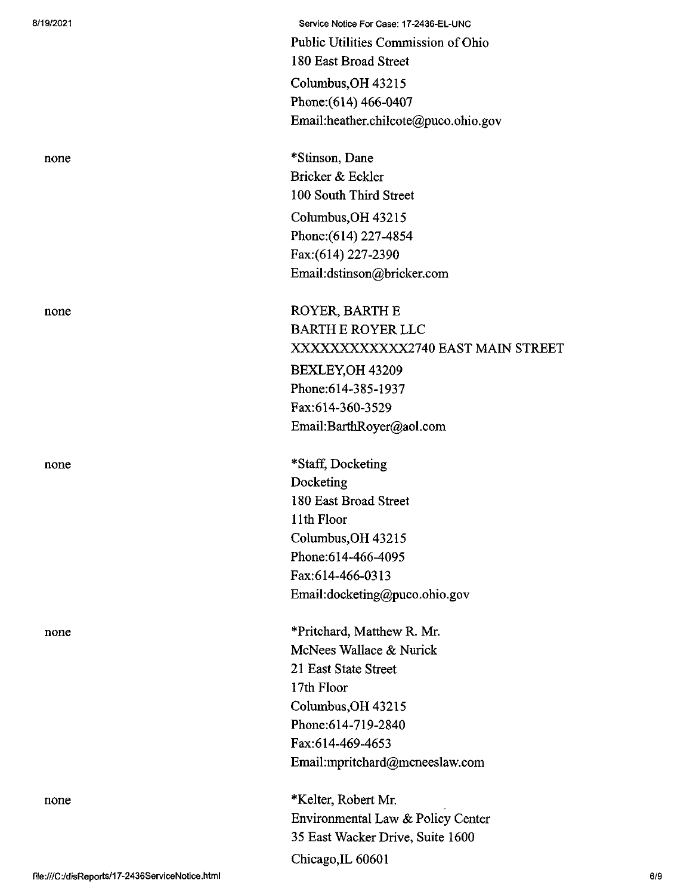Public Utilities Commission of Ohio
180 East Broad Street
Columbus,OH 43215
Phone:(614) 466-0407
Email:heather.chilcote@puco.ohio.gov

none

*Stinson, Dane
Bricker & Eckler
100 South Third Street
Columbus,OH 43215
Phone:(614) 227-4854
Fax:(614) 227-2390
Email:dstinson@bricker.com

none

ROYER, BARTH E
BARTH E ROYER LLC
XXXXXXXXXXXX2740 EAST MAIN STREET
BEXLEY,OH 43209
Phone:614-385-1937
Fax:614-360-3529
Email:BarthRoyer@aol.com

none

*Staff, Docketing
Docketing
180 East Broad Street
11th Floor
Columbus,OH 43215
Phone:614-466-4095
Fax:614-466-0313
Email:docketing@puco.ohio.gov

none

*Pritchard, Matthew R. Mr.
McNees Wallace & Nurick
21 East State Street
17th Floor
Columbus,OH 43215
Phone:614-719-2840
Fax:614-469-4653
Email:mpritchard@mcneeslaw.com

none

*Kelter, Robert Mr.
Environmental Law & Policy Center
35 East Wacker Drive, Suite 1600
Chicago,IL 60601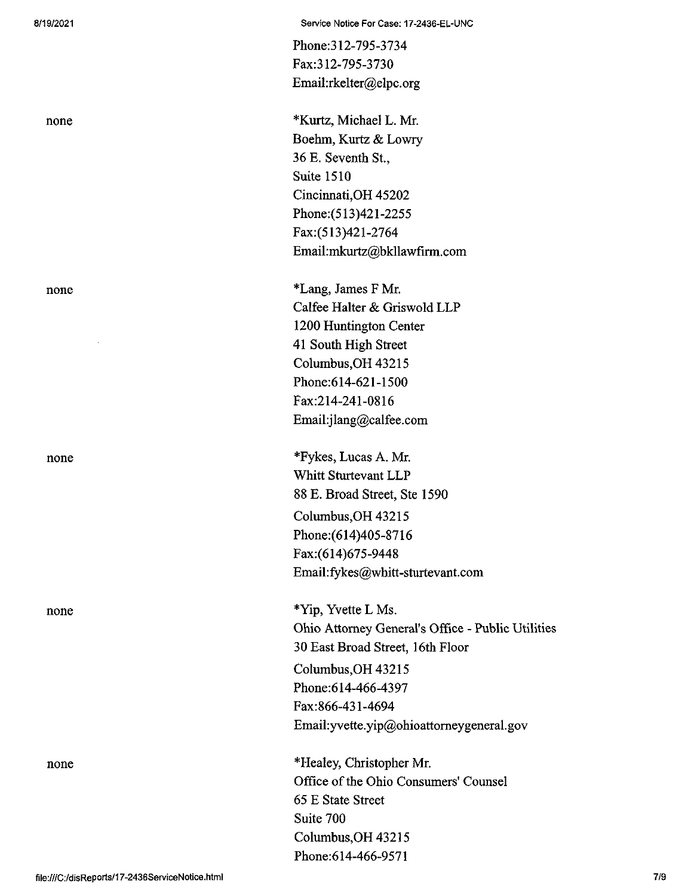Phone:312-795-3734
Fax:312-795-3730
Email:rkelter@elpc.org

| | |
|---|---|
| none | *Kurtz, Michael L. Mr.<br>Boehm, Kurtz & Lowry<br>36 E. Seventh St.,<br>Suite 1510<br>Cincinnati,OH 45202<br>Phone:(513)421-2255<br>Fax:(513)421-2764<br>Email:mkurtz@bkllawfirm.com |
| none | *Lang, James F Mr.<br>Calfee Halter & Griswold LLP<br>1200 Huntington Center<br>41 South High Street<br>Columbus,OH 43215<br>Phone:614-621-1500<br>Fax:214-241-0816<br>Email:jlang@calfee.com |
| none | *Fykes, Lucas A. Mr.<br>Whitt Sturtevant LLP<br>88 E. Broad Street, Ste 1590<br>Columbus,OH 43215<br>Phone:(614)405-8716<br>Fax:(614)675-9448<br>Email:fykes@whitt-sturtevant.com |
| none | *Yip, Yvette L Ms.<br>Ohio Attorney General's Office - Public Utilities<br>30 East Broad Street, 16th Floor<br>Columbus,OH 43215<br>Phone:614-466-4397<br>Fax:866-431-4694<br>Email:yvette.yip@ohioattorneygeneral.gov |
| none | *Healey, Christopher Mr.<br>Office of the Ohio Consumers' Counsel<br>65 E State Street<br>Suite 700<br>Columbus,OH 43215<br>Phone:614-466-9571 |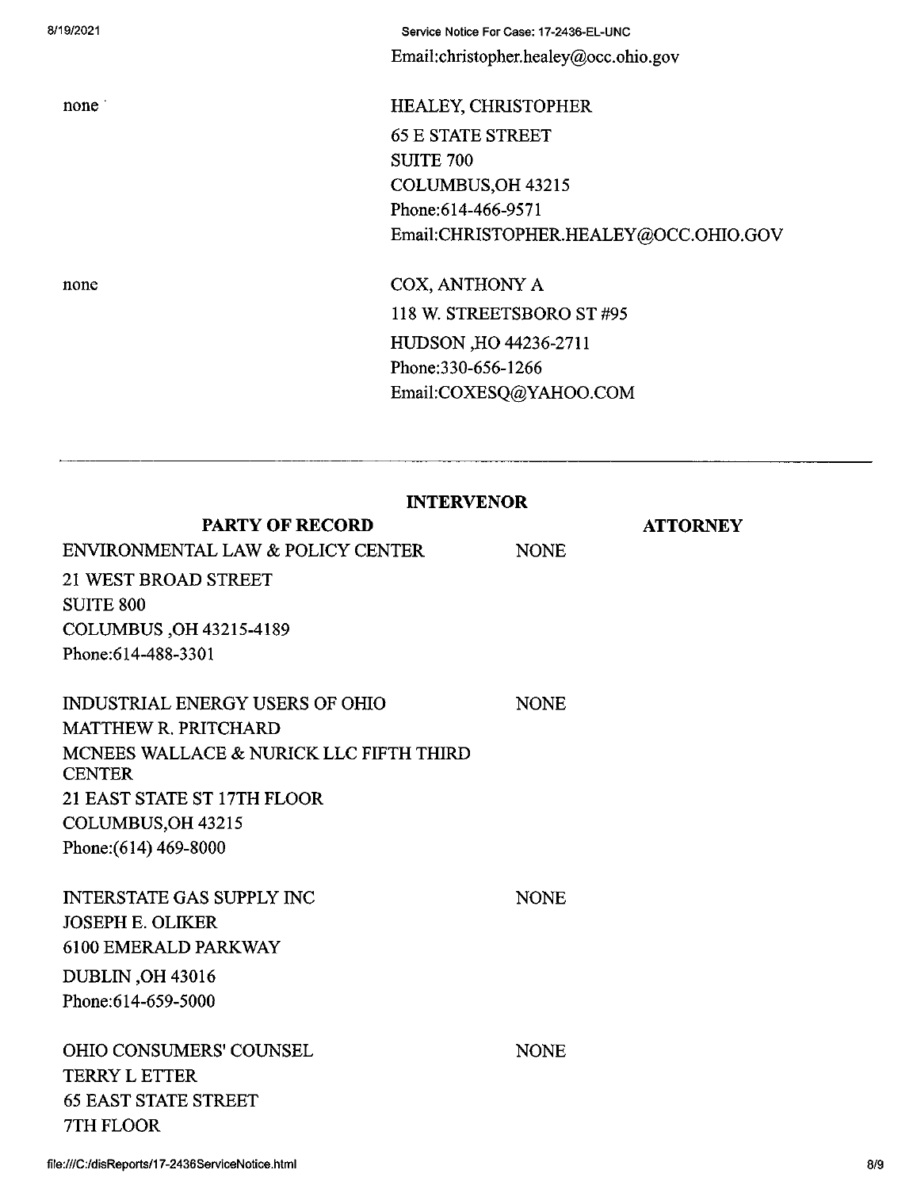| | |
|---|---|
| | Email:christopher.healey@occ.ohio.gov |
| none | HEALEY, CHRISTOPHER<br>65 E STATE STREET<br>SUITE 700<br>COLUMBUS,OH 43215<br>Phone:614-466-9571<br>Email:CHRISTOPHER.HEALEY@OCC.OHIO.GOV |
| none | COX, ANTHONY A<br>118 W. STREETSBORO ST #95<br>HUDSON ,HO 44236-2711<br>Phone:330-656-1266<br>Email:COXESQ@YAHOO.COM |

---

**INTERVENOR**

| PARTY OF RECORD | ATTORNEY |
|---|---|
| ENVIRONMENTAL LAW & POLICY CENTER<br>21 WEST BROAD STREET<br>SUITE 800<br>COLUMBUS ,OH 43215-4189<br>Phone:614-488-3301 | NONE |
| INDUSTRIAL ENERGY USERS OF OHIO<br>MATTHEW R. PRITCHARD<br>MCNEES WALLACE & NURICK LLC FIFTH THIRD CENTER<br>21 EAST STATE ST 17TH FLOOR<br>COLUMBUS,OH 43215<br>Phone:(614) 469-8000 | NONE |
| INTERSTATE GAS SUPPLY INC<br>JOSEPH E. OLIKER<br>6100 EMERALD PARKWAY<br>DUBLIN ,OH 43016<br>Phone:614-659-5000 | NONE |
| OHIO CONSUMERS' COUNSEL<br>TERRY L ETTER<br>65 EAST STATE STREET<br>7TH FLOOR | NONE |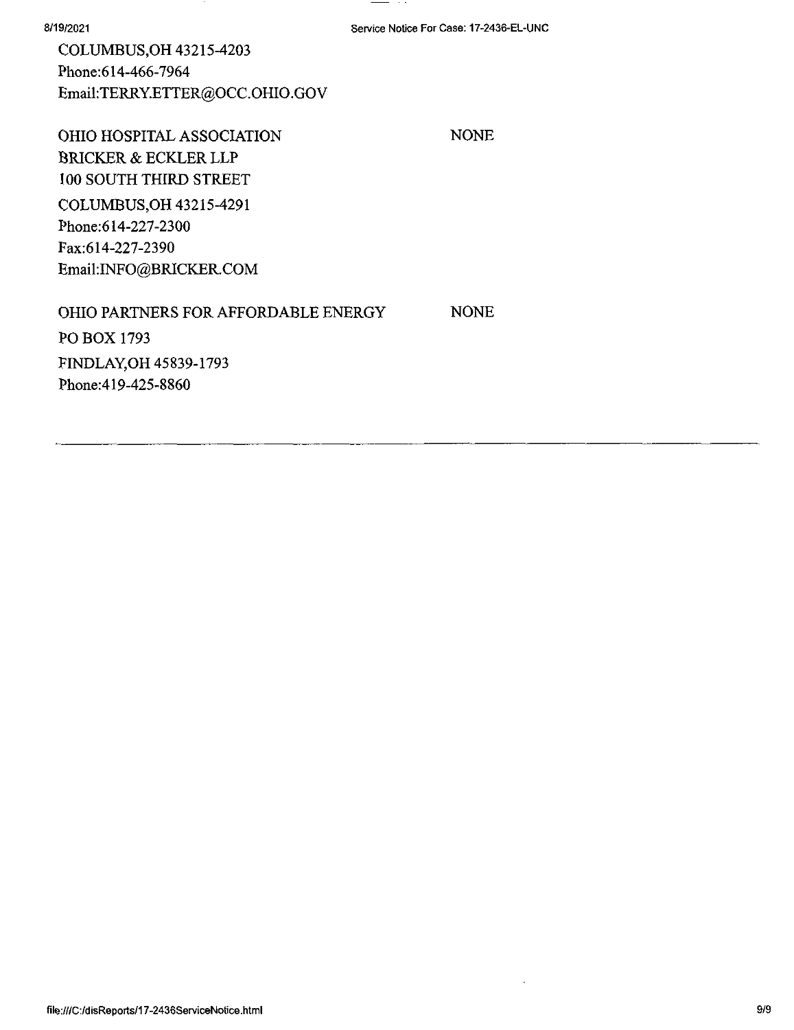COLUMBUS,OH 43215-4203
Phone:614-466-7964
Email:TERRY.ETTER@OCC.OHIO.GOV

OHIO HOSPITAL ASSOCIATION NONE
BRICKER & ECKLER LLP
100 SOUTH THIRD STREET
COLUMBUS,OH 43215-4291
Phone:614-227-2300
Fax:614-227-2390
Email:INFO@BRICKER.COM

OHIO PARTNERS FOR AFFORDABLE ENERGY NONE
PO BOX 1793
FINDLAY,OH 45839-1793
Phone:419-425-8860